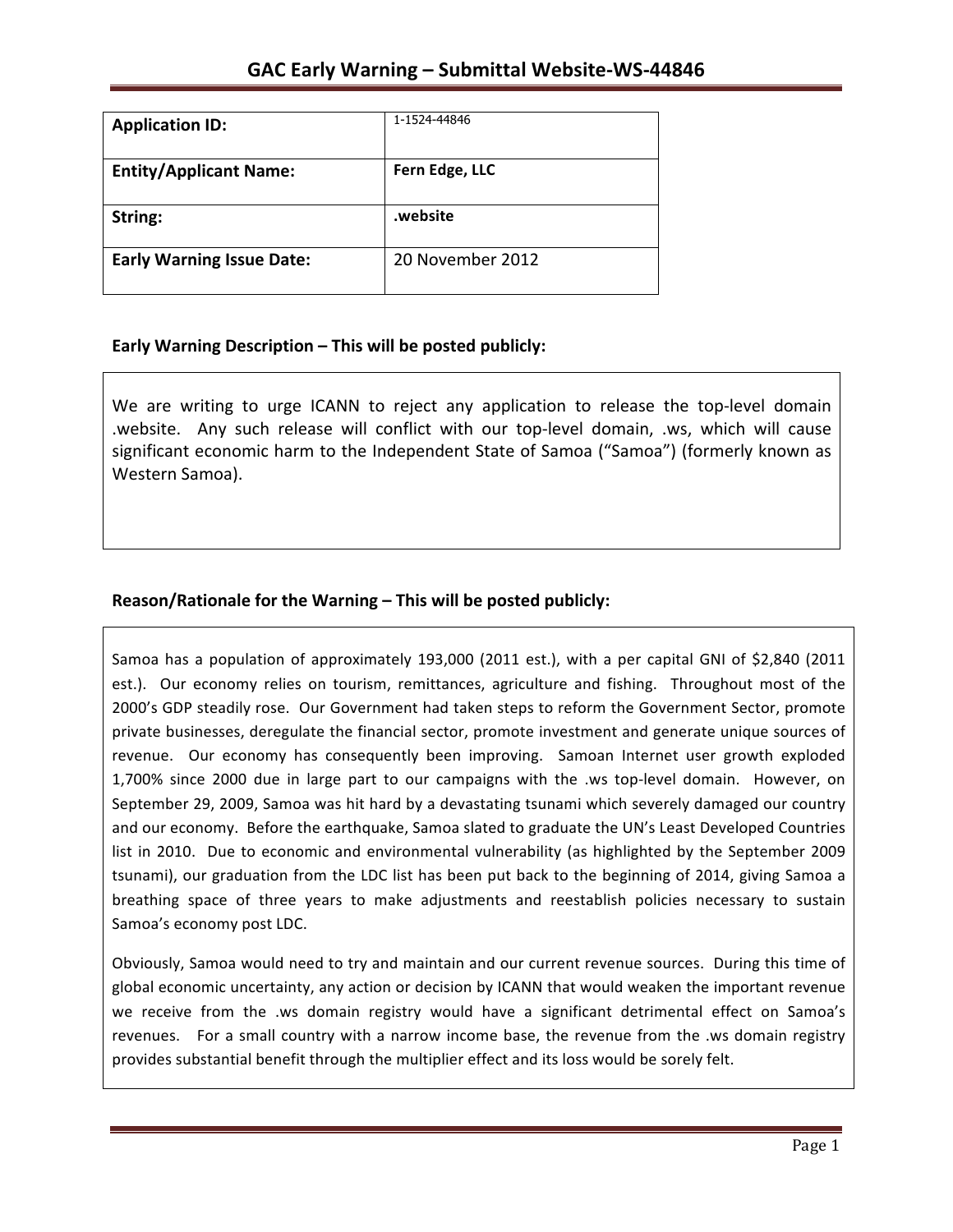# GAC Early Warning – Submittal Website-WS-44846

| **Application ID:** | 1-1524-44846 |
|---|---|
| **Entity/Applicant Name:** | **Fern Edge, LLC** |
| **String:** | **.website** |
| **Early Warning Issue Date:** | 20 November 2012 |

## Early Warning Description – This will be posted publicly:

We are writing to urge ICANN to reject any application to release the top-level domain .website. Any such release will conflict with our top-level domain, .ws, which will cause significant economic harm to the Independent State of Samoa ("Samoa") (formerly known as Western Samoa).

## Reason/Rationale for the Warning – This will be posted publicly:

Samoa has a population of approximately 193,000 (2011 est.), with a per capital GNI of $2,840 (2011 est.). Our economy relies on tourism, remittances, agriculture and fishing. Throughout most of the 2000's GDP steadily rose. Our Government had taken steps to reform the Government Sector, promote private businesses, deregulate the financial sector, promote investment and generate unique sources of revenue. Our economy has consequently been improving. Samoan Internet user growth exploded 1,700% since 2000 due in large part to our campaigns with the .ws top-level domain. However, on September 29, 2009, Samoa was hit hard by a devastating tsunami which severely damaged our country and our economy. Before the earthquake, Samoa slated to graduate the UN's Least Developed Countries list in 2010. Due to economic and environmental vulnerability (as highlighted by the September 2009 tsunami), our graduation from the LDC list has been put back to the beginning of 2014, giving Samoa a breathing space of three years to make adjustments and reestablish policies necessary to sustain Samoa's economy post LDC.

Obviously, Samoa would need to try and maintain and our current revenue sources. During this time of global economic uncertainty, any action or decision by ICANN that would weaken the important revenue we receive from the .ws domain registry would have a significant detrimental effect on Samoa's revenues. For a small country with a narrow income base, the revenue from the .ws domain registry provides substantial benefit through the multiplier effect and its loss would be sorely felt.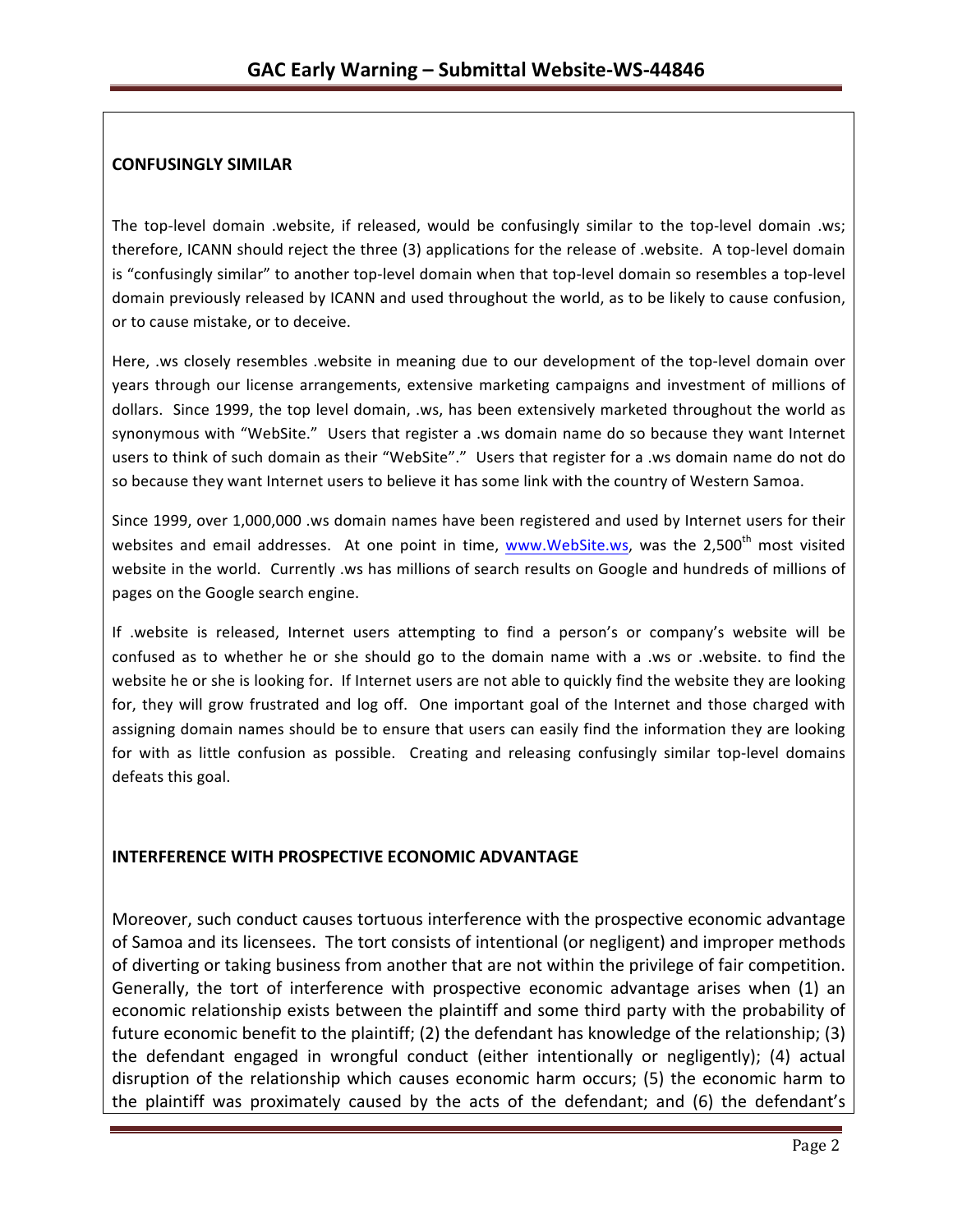## CONFUSINGLY SIMILAR

The top-level domain .website, if released, would be confusingly similar to the top-level domain .ws; therefore, ICANN should reject the three (3) applications for the release of .website. A top-level domain is "confusingly similar" to another top-level domain when that top-level domain so resembles a top-level domain previously released by ICANN and used throughout the world, as to be likely to cause confusion, or to cause mistake, or to deceive.

Here, .ws closely resembles .website in meaning due to our development of the top-level domain over years through our license arrangements, extensive marketing campaigns and investment of millions of dollars. Since 1999, the top level domain, .ws, has been extensively marketed throughout the world as synonymous with "WebSite." Users that register a .ws domain name do so because they want Internet users to think of such domain as their "WebSite"." Users that register for a .ws domain name do not do so because they want Internet users to believe it has some link with the country of Western Samoa.

Since 1999, over 1,000,000 .ws domain names have been registered and used by Internet users for their websites and email addresses. At one point in time, www.WebSite.ws, was the 2,500th most visited website in the world. Currently .ws has millions of search results on Google and hundreds of millions of pages on the Google search engine.

If .website is released, Internet users attempting to find a person's or company's website will be confused as to whether he or she should go to the domain name with a .ws or .website. to find the website he or she is looking for. If Internet users are not able to quickly find the website they are looking for, they will grow frustrated and log off. One important goal of the Internet and those charged with assigning domain names should be to ensure that users can easily find the information they are looking for with as little confusion as possible. Creating and releasing confusingly similar top-level domains defeats this goal.

## INTERFERENCE WITH PROSPECTIVE ECONOMIC ADVANTAGE

Moreover, such conduct causes tortuous interference with the prospective economic advantage of Samoa and its licensees. The tort consists of intentional (or negligent) and improper methods of diverting or taking business from another that are not within the privilege of fair competition. Generally, the tort of interference with prospective economic advantage arises when (1) an economic relationship exists between the plaintiff and some third party with the probability of future economic benefit to the plaintiff; (2) the defendant has knowledge of the relationship; (3) the defendant engaged in wrongful conduct (either intentionally or negligently); (4) actual disruption of the relationship which causes economic harm occurs; (5) the economic harm to the plaintiff was proximately caused by the acts of the defendant; and (6) the defendant's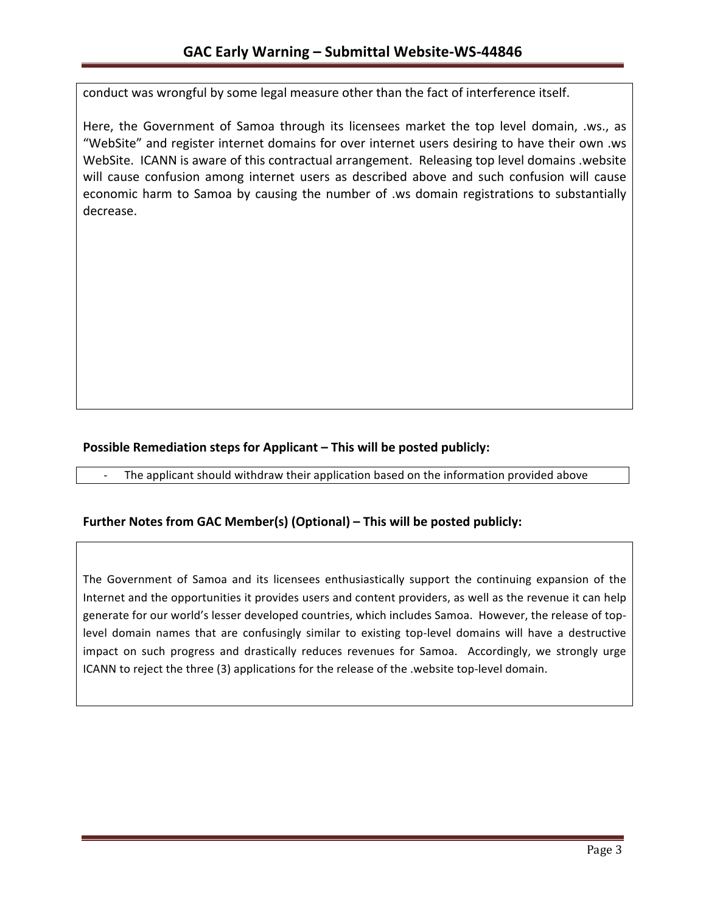conduct was wrongful by some legal measure other than the fact of interference itself.

Here, the Government of Samoa through its licensees market the top level domain, .ws., as "WebSite" and register internet domains for over internet users desiring to have their own .ws WebSite. ICANN is aware of this contractual arrangement. Releasing top level domains .website will cause confusion among internet users as described above and such confusion will cause economic harm to Samoa by causing the number of .ws domain registrations to substantially decrease.

**Possible Remediation steps for Applicant – This will be posted publicly:**

- The applicant should withdraw their application based on the information provided above

**Further Notes from GAC Member(s) (Optional) – This will be posted publicly:**

The Government of Samoa and its licensees enthusiastically support the continuing expansion of the Internet and the opportunities it provides users and content providers, as well as the revenue it can help generate for our world's lesser developed countries, which includes Samoa. However, the release of top-level domain names that are confusingly similar to existing top-level domains will have a destructive impact on such progress and drastically reduces revenues for Samoa. Accordingly, we strongly urge ICANN to reject the three (3) applications for the release of the .website top-level domain.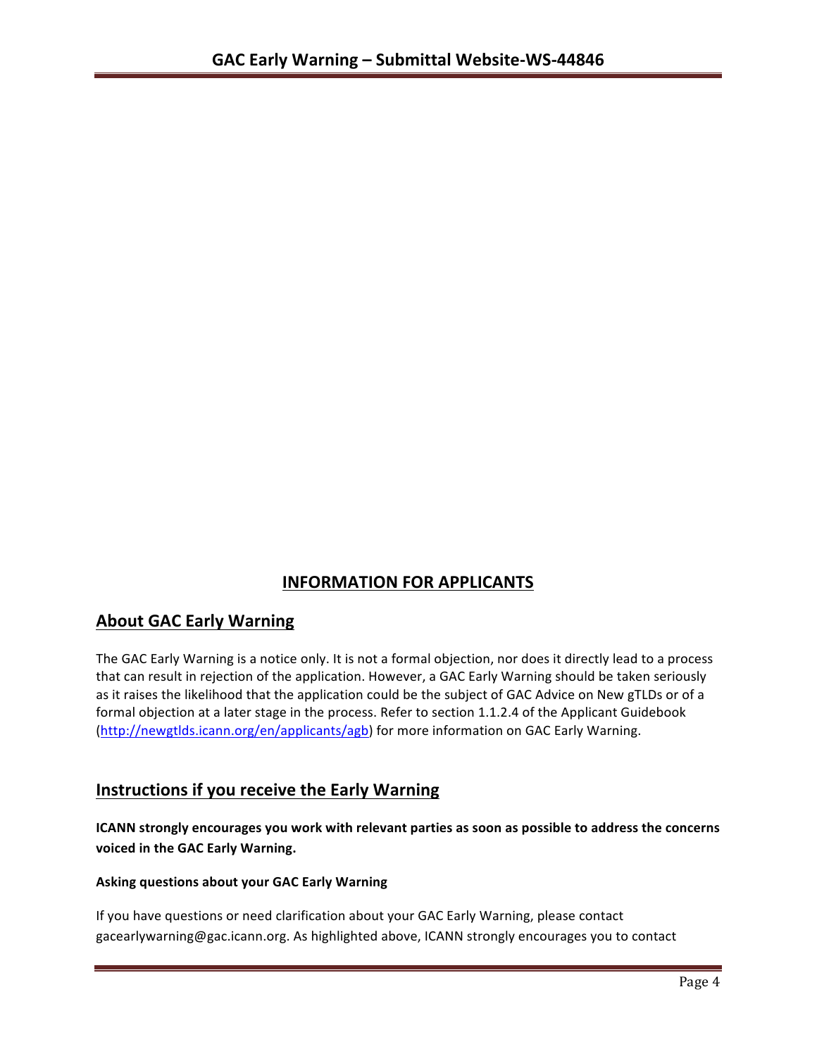# INFORMATION FOR APPLICANTS

## About GAC Early Warning

The GAC Early Warning is a notice only. It is not a formal objection, nor does it directly lead to a process that can result in rejection of the application. However, a GAC Early Warning should be taken seriously as it raises the likelihood that the application could be the subject of GAC Advice on New gTLDs or of a formal objection at a later stage in the process. Refer to section 1.1.2.4 of the Applicant Guidebook (http://newgtlds.icann.org/en/applicants/agb) for more information on GAC Early Warning.

## Instructions if you receive the Early Warning

**ICANN strongly encourages you work with relevant parties as soon as possible to address the concerns voiced in the GAC Early Warning.**

#### Asking questions about your GAC Early Warning

If you have questions or need clarification about your GAC Early Warning, please contact gacearlywarning@gac.icann.org. As highlighted above, ICANN strongly encourages you to contact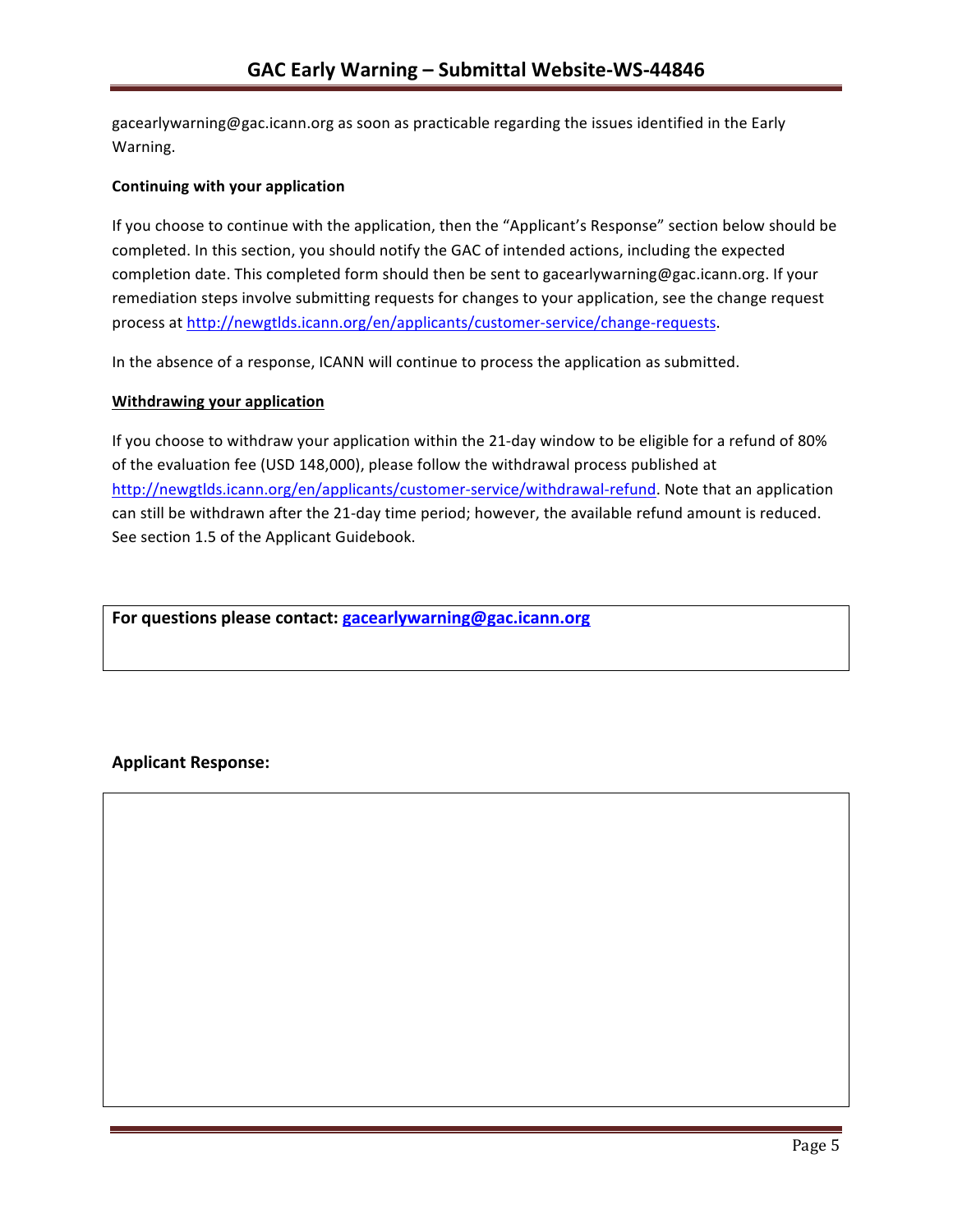gacearlywarning@gac.icann.org as soon as practicable regarding the issues identified in the Early Warning.

**Continuing with your application**

If you choose to continue with the application, then the "Applicant's Response" section below should be completed. In this section, you should notify the GAC of intended actions, including the expected completion date. This completed form should then be sent to gacearlywarning@gac.icann.org. If your remediation steps involve submitting requests for changes to your application, see the change request process at http://newgtlds.icann.org/en/applicants/customer-service/change-requests.

In the absence of a response, ICANN will continue to process the application as submitted.

**Withdrawing your application**

If you choose to withdraw your application within the 21-day window to be eligible for a refund of 80% of the evaluation fee (USD 148,000), please follow the withdrawal process published at http://newgtlds.icann.org/en/applicants/customer-service/withdrawal-refund. Note that an application can still be withdrawn after the 21-day time period; however, the available refund amount is reduced. See section 1.5 of the Applicant Guidebook.

**For questions please contact: gacearlywarning@gac.icann.org**

### Applicant Response: